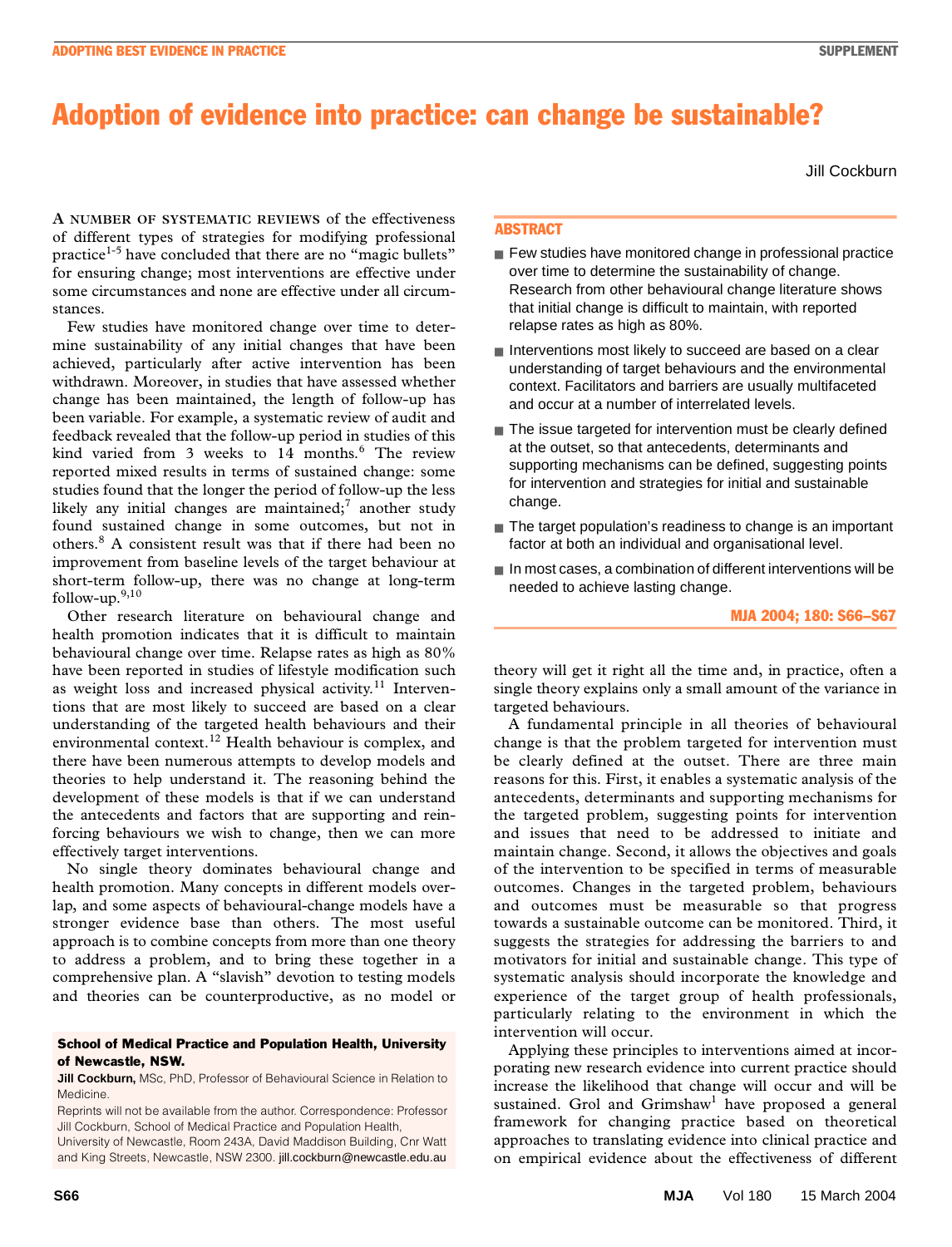# Adoption of evidence into practice: can change be sustainable?

Jill Cockburn

## ABSTRACT

- Few studies have monitored change in professional practice over time to determine the sustainability of change. Research from other behavioural change literature shows that initial change is difficult to maintain, with reported relapse rates as high as 80%.
- Interventions most likely to succeed are based on a clear understanding of target behaviours and the environmental context. Facilitators and barriers are usually multifaceted and occur at a number of interrelated levels.
- The issue targeted for intervention must be clearly defined at the outset, so that antecedents, determinants and supporting mechanisms can be defined, suggesting points for intervention and strategies for initial and sustainable change.
- The target population's readiness to change is an important factor at both an individual and organisational level.
- In most cases, a combination of different interventions will be needed to achieve lasting change.

MJA 2004; 180: S66–S67

A NUMBER OF SYSTEMATIC REVIEWS of the effectiveness of different types of strategies for modifying professional practice[1-5] have concluded that there are no "magic bullets" for ensuring change; most interventions are effective under some circumstances and none are effective under all circumstances.

Few studies have monitored change over time to determine sustainability of any initial changes that have been achieved, particularly after active intervention has been withdrawn. Moreover, in studies that have assessed whether change has been maintained, the length of follow-up has been variable. For example, a systematic review of audit and feedback revealed that the follow-up period in studies of this kind varied from 3 weeks to 14 months.[6] The review reported mixed results in terms of sustained change: some studies found that the longer the period of follow-up the less likely any initial changes are maintained;[7] another study found sustained change in some outcomes, but not in others.[8] A consistent result was that if there had been no improvement from baseline levels of the target behaviour at short-term follow-up, there was no change at long-term follow-up.[9,10]

Other research literature on behavioural change and health promotion indicates that it is difficult to maintain behavioural change over time. Relapse rates as high as 80% have been reported in studies of lifestyle modification such as weight loss and increased physical activity.[11] Interventions that are most likely to succeed are based on a clear understanding of the targeted health behaviours and their environmental context.[12] Health behaviour is complex, and there have been numerous attempts to develop models and theories to help understand it. The reasoning behind the development of these models is that if we can understand the antecedents and factors that are supporting and reinforcing behaviours we wish to change, then we can more effectively target interventions.

No single theory dominates behavioural change and health promotion. Many concepts in different models overlap, and some aspects of behavioural-change models have a stronger evidence base than others. The most useful approach is to combine concepts from more than one theory to address a problem, and to bring these together in a comprehensive plan. A "slavish" devotion to testing models and theories can be counterproductive, as no model or theory will get it right all the time and, in practice, often a single theory explains only a small amount of the variance in targeted behaviours.

A fundamental principle in all theories of behavioural change is that the problem targeted for intervention must be clearly defined at the outset. There are three main reasons for this. First, it enables a systematic analysis of the antecedents, determinants and supporting mechanisms for the targeted problem, suggesting points for intervention and issues that need to be addressed to initiate and maintain change. Second, it allows the objectives and goals of the intervention to be specified in terms of measurable outcomes. Changes in the targeted problem, behaviours and outcomes must be measurable so that progress towards a sustainable outcome can be monitored. Third, it suggests the strategies for addressing the barriers to and motivators for initial and sustainable change. This type of systematic analysis should incorporate the knowledge and experience of the target group of health professionals, particularly relating to the environment in which the intervention will occur.

Applying these principles to interventions aimed at incorporating new research evidence into current practice should increase the likelihood that change will occur and will be sustained. Grol and Grimshaw[1] have proposed a general framework for changing practice based on theoretical approaches to translating evidence into clinical practice and on empirical evidence about the effectiveness of different

**School of Medical Practice and Population Health, University of Newcastle, NSW.**

**Jill Cockburn,** MSc, PhD, Professor of Behavioural Science in Relation to Medicine.

Reprints will not be available from the author. Correspondence: Professor Jill Cockburn, School of Medical Practice and Population Health, University of Newcastle, Room 243A, David Maddison Building, Cnr Watt and King Streets, Newcastle, NSW 2300. jill.cockburn@newcastle.edu.au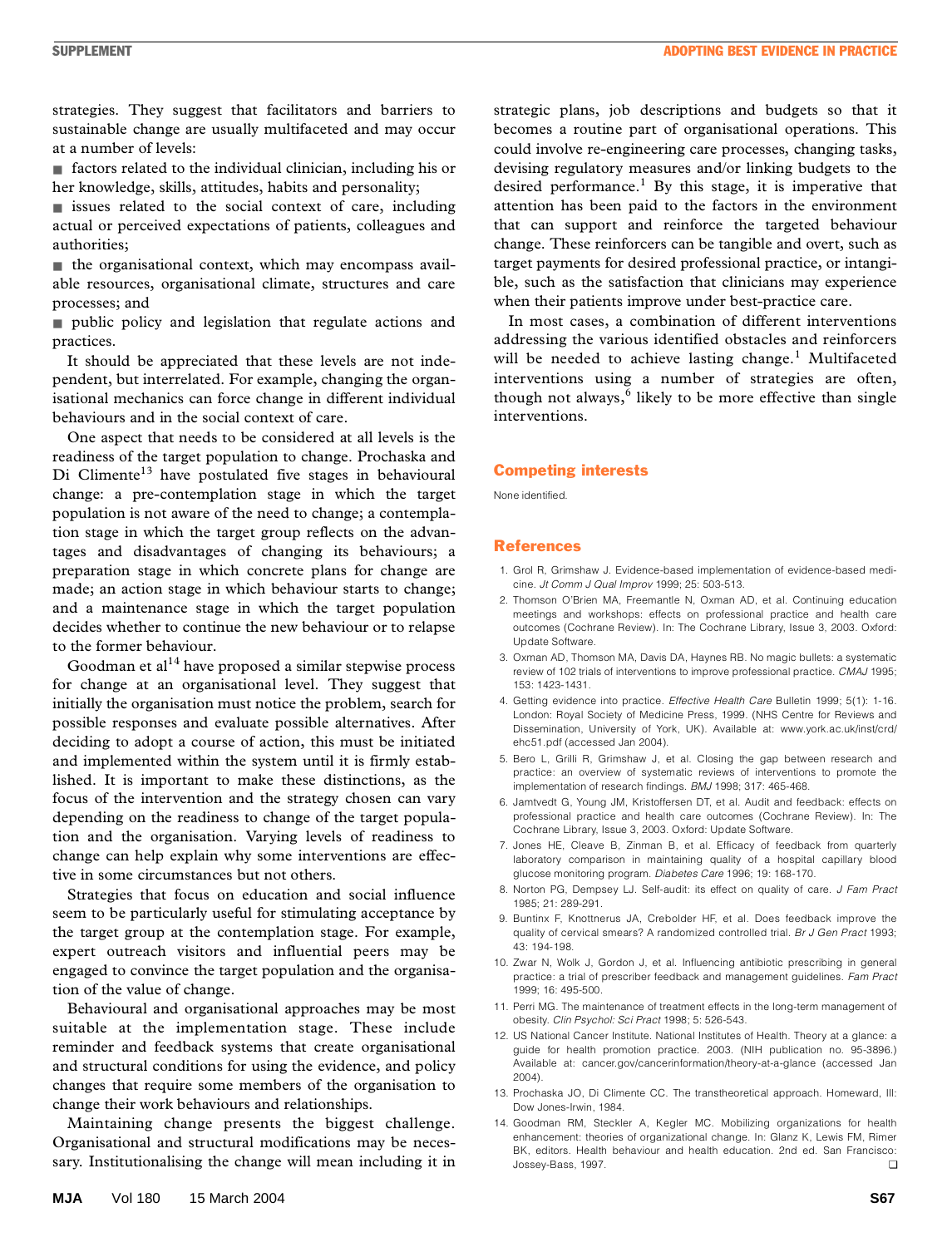strategies. They suggest that facilitators and barriers to sustainable change are usually multifaceted and may occur at a number of levels:

- factors related to the individual clinician, including his or her knowledge, skills, attitudes, habits and personality;
- issues related to the social context of care, including actual or perceived expectations of patients, colleagues and authorities;
- the organisational context, which may encompass available resources, organisational climate, structures and care processes; and
- public policy and legislation that regulate actions and practices.

It should be appreciated that these levels are not independent, but interrelated. For example, changing the organisational mechanics can force change in different individual behaviours and in the social context of care.

One aspect that needs to be considered at all levels is the readiness of the target population to change. Prochaska and Di Climente[13] have postulated five stages in behavioural change: a pre-contemplation stage in which the target population is not aware of the need to change; a contemplation stage in which the target group reflects on the advantages and disadvantages of changing its behaviours; a preparation stage in which concrete plans for change are made; an action stage in which behaviour starts to change; and a maintenance stage in which the target population decides whether to continue the new behaviour or to relapse to the former behaviour.

Goodman et al[14] have proposed a similar stepwise process for change at an organisational level. They suggest that initially the organisation must notice the problem, search for possible responses and evaluate possible alternatives. After deciding to adopt a course of action, this must be initiated and implemented within the system until it is firmly established. It is important to make these distinctions, as the focus of the intervention and the strategy chosen can vary depending on the readiness to change of the target population and the organisation. Varying levels of readiness to change can help explain why some interventions are effective in some circumstances but not others.

Strategies that focus on education and social influence seem to be particularly useful for stimulating acceptance by the target group at the contemplation stage. For example, expert outreach visitors and influential peers may be engaged to convince the target population and the organisation of the value of change.

Behavioural and organisational approaches may be most suitable at the implementation stage. These include reminder and feedback systems that create organisational and structural conditions for using the evidence, and policy changes that require some members of the organisation to change their work behaviours and relationships.

Maintaining change presents the biggest challenge. Organisational and structural modifications may be necessary. Institutionalising the change will mean including it in strategic plans, job descriptions and budgets so that it becomes a routine part of organisational operations. This could involve re-engineering care processes, changing tasks, devising regulatory measures and/or linking budgets to the desired performance.[1] By this stage, it is imperative that attention has been paid to the factors in the environment that can support and reinforce the targeted behaviour change. These reinforcers can be tangible and overt, such as target payments for desired professional practice, or intangible, such as the satisfaction that clinicians may experience when their patients improve under best-practice care.

In most cases, a combination of different interventions addressing the various identified obstacles and reinforcers will be needed to achieve lasting change.[1] Multifaceted interventions using a number of strategies are often, though not always,[6] likely to be more effective than single interventions.

## Competing interests

None identified.

## References

1. Grol R, Grimshaw J. Evidence-based implementation of evidence-based medicine. *Jt Comm J Qual Improv* 1999; 25: 503-513.
2. Thomson O'Brien MA, Freemantle N, Oxman AD, et al. Continuing education meetings and workshops: effects on professional practice and health care outcomes (Cochrane Review). In: The Cochrane Library, Issue 3, 2003. Oxford: Update Software.
3. Oxman AD, Thomson MA, Davis DA, Haynes RB. No magic bullets: a systematic review of 102 trials of interventions to improve professional practice. *CMAJ* 1995; 153: 1423-1431.
4. Getting evidence into practice. *Effective Health Care* Bulletin 1999; 5(1): 1-16. London: Royal Society of Medicine Press, 1999. (NHS Centre for Reviews and Dissemination, University of York, UK). Available at: www.york.ac.uk/inst/crd/ehc51.pdf (accessed Jan 2004).
5. Bero L, Grilli R, Grimshaw J, et al. Closing the gap between research and practice: an overview of systematic reviews of interventions to promote the implementation of research findings. *BMJ* 1998; 317: 465-468.
6. Jamtvedt G, Young JM, Kristoffersen DT, et al. Audit and feedback: effects on professional practice and health care outcomes (Cochrane Review). In: The Cochrane Library, Issue 3, 2003. Oxford: Update Software.
7. Jones HE, Cleave B, Zinman B, et al. Efficacy of feedback from quarterly laboratory comparison in maintaining quality of a hospital capillary blood glucose monitoring program. *Diabetes Care* 1996; 19: 168-170.
8. Norton PG, Dempsey LJ. Self-audit: its effect on quality of care. *J Fam Pract* 1985; 21: 289-291.
9. Buntinx F, Knottnerus JA, Crebolder HF, et al. Does feedback improve the quality of cervical smears? A randomized controlled trial. *Br J Gen Pract* 1993; 43: 194-198.
10. Zwar N, Wolk J, Gordon J, et al. Influencing antibiotic prescribing in general practice: a trial of prescriber feedback and management guidelines. *Fam Pract* 1999; 16: 495-500.
11. Perri MG. The maintenance of treatment effects in the long-term management of obesity. *Clin Psychol: Sci Pract* 1998; 5: 526-543.
12. US National Cancer Institute. National Institutes of Health. Theory at a glance: a guide for health promotion practice. 2003. (NIH publication no. 95-3896.) Available at: cancer.gov/cancerinformation/theory-at-a-glance (accessed Jan 2004).
13. Prochaska JO, Di Climente CC. The transtheoretical approach. Homeward, Ill: Dow Jones-Irwin, 1984.
14. Goodman RM, Steckler A, Kegler MC. Mobilizing organizations for health enhancement: theories of organizational change. In: Glanz K, Lewis FM, Rimer BK, editors. Health behaviour and health education. 2nd ed. San Francisco: Jossey-Bass, 1997.